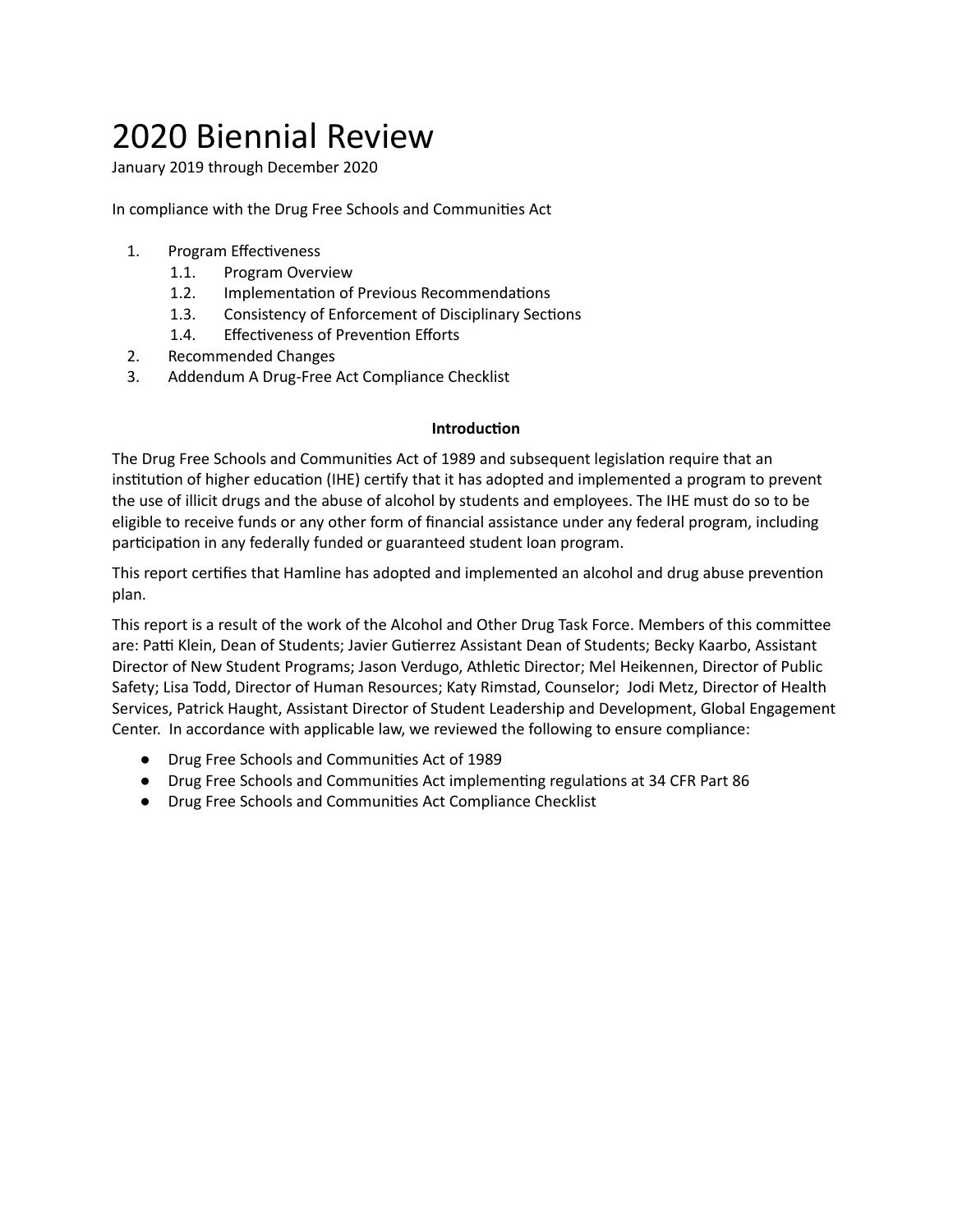# 2020 Biennial Review

January 2019 through December 2020

In compliance with the Drug Free Schools and Communities Act

1. Program Effectiveness
   1.1. Program Overview
   1.2. Implementation of Previous Recommendations
   1.3. Consistency of Enforcement of Disciplinary Sections
   1.4. Effectiveness of Prevention Efforts
2. Recommended Changes
3. Addendum A Drug-Free Act Compliance Checklist

**Introduction**

The Drug Free Schools and Communities Act of 1989 and subsequent legislation require that an institution of higher education (IHE) certify that it has adopted and implemented a program to prevent the use of illicit drugs and the abuse of alcohol by students and employees. The IHE must do so to be eligible to receive funds or any other form of financial assistance under any federal program, including participation in any federally funded or guaranteed student loan program.

This report certifies that Hamline has adopted and implemented an alcohol and drug abuse prevention plan.

This report is a result of the work of the Alcohol and Other Drug Task Force. Members of this committee are: Patti Klein, Dean of Students; Javier Gutierrez Assistant Dean of Students; Becky Kaarbo, Assistant Director of New Student Programs; Jason Verdugo, Athletic Director; Mel Heikennen, Director of Public Safety; Lisa Todd, Director of Human Resources; Katy Rimstad, Counselor; Jodi Metz, Director of Health Services, Patrick Haught, Assistant Director of Student Leadership and Development, Global Engagement Center. In accordance with applicable law, we reviewed the following to ensure compliance:

- Drug Free Schools and Communities Act of 1989
- Drug Free Schools and Communities Act implementing regulations at 34 CFR Part 86
- Drug Free Schools and Communities Act Compliance Checklist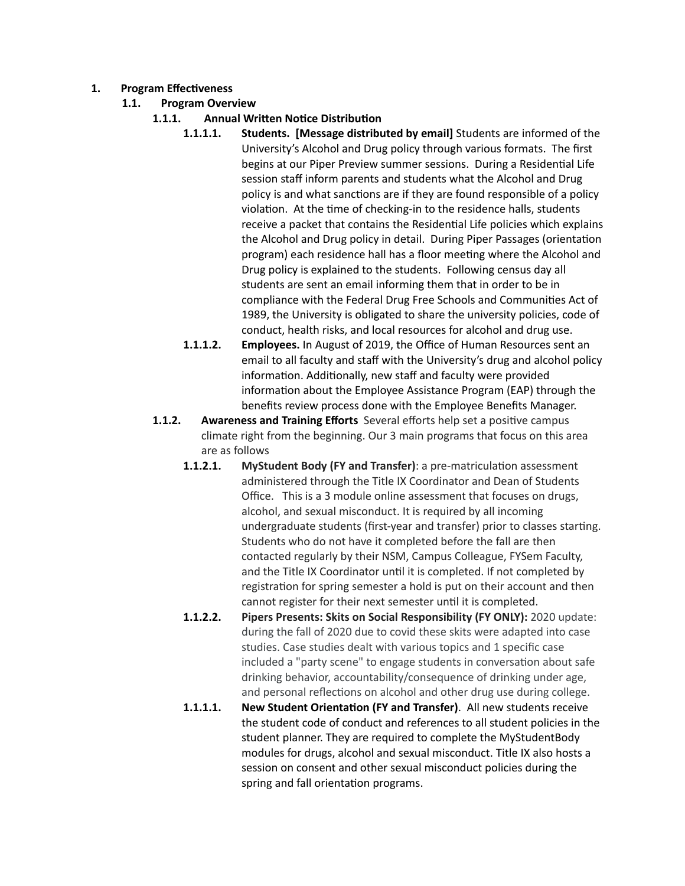**1. Program Effectiveness**

**1.1. Program Overview**

**1.1.1. Annual Written Notice Distribution**

**1.1.1.1. Students. [Message distributed by email]** Students are informed of the University's Alcohol and Drug policy through various formats. The first begins at our Piper Preview summer sessions. During a Residential Life session staff inform parents and students what the Alcohol and Drug policy is and what sanctions are if they are found responsible of a policy violation. At the time of checking-in to the residence halls, students receive a packet that contains the Residential Life policies which explains the Alcohol and Drug policy in detail. During Piper Passages (orientation program) each residence hall has a floor meeting where the Alcohol and Drug policy is explained to the students. Following census day all students are sent an email informing them that in order to be in compliance with the Federal Drug Free Schools and Communities Act of 1989, the University is obligated to share the university policies, code of conduct, health risks, and local resources for alcohol and drug use.

**1.1.1.2. Employees.** In August of 2019, the Office of Human Resources sent an email to all faculty and staff with the University's drug and alcohol policy information. Additionally, new staff and faculty were provided information about the Employee Assistance Program (EAP) through the benefits review process done with the Employee Benefits Manager.

**1.1.2. Awareness and Training Efforts** Several efforts help set a positive campus climate right from the beginning. Our 3 main programs that focus on this area are as follows

**1.1.2.1. MyStudent Body (FY and Transfer)**: a pre-matriculation assessment administered through the Title IX Coordinator and Dean of Students Office. This is a 3 module online assessment that focuses on drugs, alcohol, and sexual misconduct. It is required by all incoming undergraduate students (first-year and transfer) prior to classes starting. Students who do not have it completed before the fall are then contacted regularly by their NSM, Campus Colleague, FYSem Faculty, and the Title IX Coordinator until it is completed. If not completed by registration for spring semester a hold is put on their account and then cannot register for their next semester until it is completed.

**1.1.2.2. Pipers Presents: Skits on Social Responsibility (FY ONLY):** 2020 update: during the fall of 2020 due to covid these skits were adapted into case studies. Case studies dealt with various topics and 1 specific case included a "party scene" to engage students in conversation about safe drinking behavior, accountability/consequence of drinking under age, and personal reflections on alcohol and other drug use during college.

**1.1.1.1. New Student Orientation (FY and Transfer)**. All new students receive the student code of conduct and references to all student policies in the student planner. They are required to complete the MyStudentBody modules for drugs, alcohol and sexual misconduct. Title IX also hosts a session on consent and other sexual misconduct policies during the spring and fall orientation programs.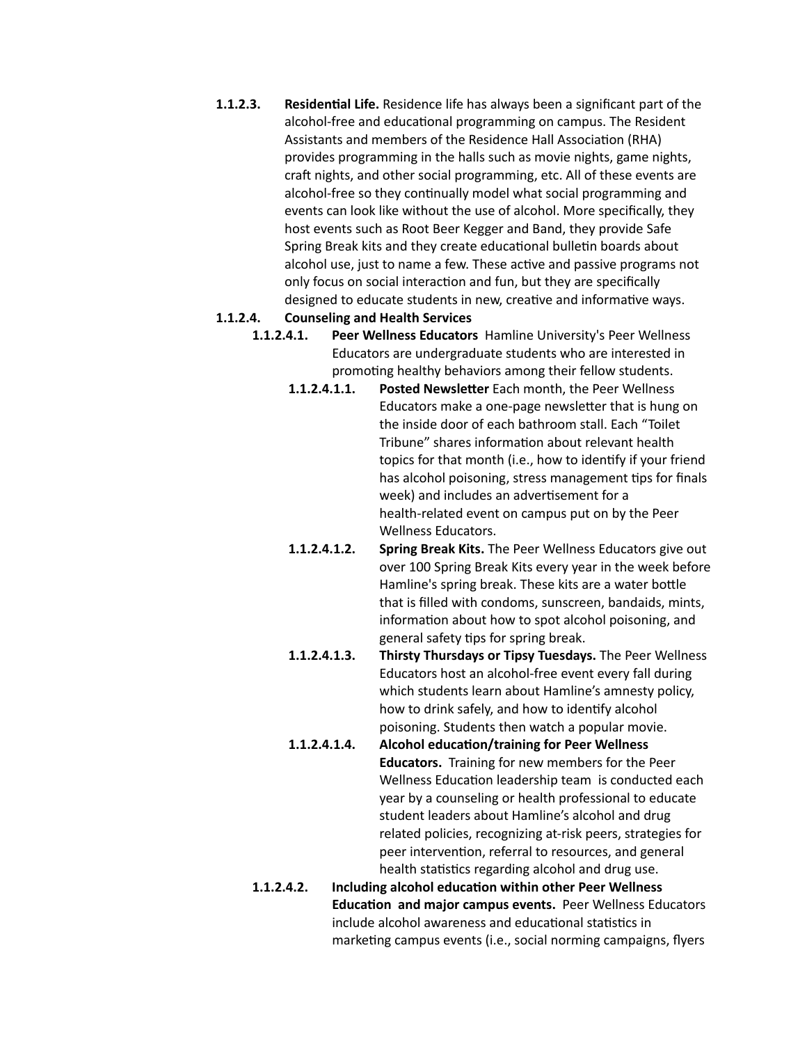**1.1.2.3. Residential Life.** Residence life has always been a significant part of the alcohol-free and educational programming on campus. The Resident Assistants and members of the Residence Hall Association (RHA) provides programming in the halls such as movie nights, game nights, craft nights, and other social programming, etc. All of these events are alcohol-free so they continually model what social programming and events can look like without the use of alcohol. More specifically, they host events such as Root Beer Kegger and Band, they provide Safe Spring Break kits and they create educational bulletin boards about alcohol use, just to name a few. These active and passive programs not only focus on social interaction and fun, but they are specifically designed to educate students in new, creative and informative ways.

**1.1.2.4. Counseling and Health Services**

**1.1.2.4.1. Peer Wellness Educators** Hamline University's Peer Wellness Educators are undergraduate students who are interested in promoting healthy behaviors among their fellow students.

**1.1.2.4.1.1. Posted Newsletter** Each month, the Peer Wellness Educators make a one-page newsletter that is hung on the inside door of each bathroom stall. Each "Toilet Tribune" shares information about relevant health topics for that month (i.e., how to identify if your friend has alcohol poisoning, stress management tips for finals week) and includes an advertisement for a health-related event on campus put on by the Peer Wellness Educators.

**1.1.2.4.1.2. Spring Break Kits.** The Peer Wellness Educators give out over 100 Spring Break Kits every year in the week before Hamline's spring break. These kits are a water bottle that is filled with condoms, sunscreen, bandaids, mints, information about how to spot alcohol poisoning, and general safety tips for spring break.

**1.1.2.4.1.3. Thirsty Thursdays or Tipsy Tuesdays.** The Peer Wellness Educators host an alcohol-free event every fall during which students learn about Hamline's amnesty policy, how to drink safely, and how to identify alcohol poisoning. Students then watch a popular movie.

**1.1.2.4.1.4. Alcohol education/training for Peer Wellness Educators.** Training for new members for the Peer Wellness Education leadership team is conducted each year by a counseling or health professional to educate student leaders about Hamline's alcohol and drug related policies, recognizing at-risk peers, strategies for peer intervention, referral to resources, and general health statistics regarding alcohol and drug use.

**1.1.2.4.2. Including alcohol education within other Peer Wellness Education and major campus events.** Peer Wellness Educators include alcohol awareness and educational statistics in marketing campus events (i.e., social norming campaigns, flyers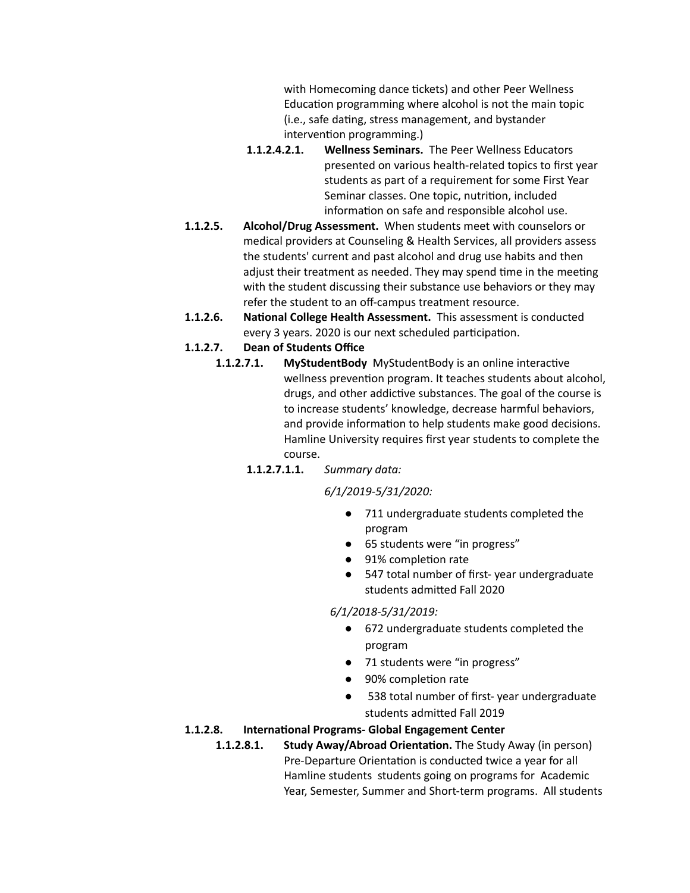with Homecoming dance tickets) and other Peer Wellness Education programming where alcohol is not the main topic (i.e., safe dating, stress management, and bystander intervention programming.)

**1.1.2.4.2.1. Wellness Seminars.** The Peer Wellness Educators presented on various health-related topics to first year students as part of a requirement for some First Year Seminar classes. One topic, nutrition, included information on safe and responsible alcohol use.

**1.1.2.5. Alcohol/Drug Assessment.** When students meet with counselors or medical providers at Counseling & Health Services, all providers assess the students' current and past alcohol and drug use habits and then adjust their treatment as needed. They may spend time in the meeting with the student discussing their substance use behaviors or they may refer the student to an off-campus treatment resource.

**1.1.2.6. National College Health Assessment.** This assessment is conducted every 3 years. 2020 is our next scheduled participation.

**1.1.2.7. Dean of Students Office**

**1.1.2.7.1. MyStudentBody** MyStudentBody is an online interactive wellness prevention program. It teaches students about alcohol, drugs, and other addictive substances. The goal of the course is to increase students' knowledge, decrease harmful behaviors, and provide information to help students make good decisions. Hamline University requires first year students to complete the course.

**1.1.2.7.1.1.** *Summary data:*

*6/1/2019-5/31/2020:*

- 711 undergraduate students completed the program
- 65 students were "in progress"
- 91% completion rate
- 547 total number of first- year undergraduate students admitted Fall 2020

*6/1/2018-5/31/2019:*

- 672 undergraduate students completed the program
- 71 students were "in progress"
- 90% completion rate
- 538 total number of first- year undergraduate students admitted Fall 2019

**1.1.2.8. International Programs- Global Engagement Center**

**1.1.2.8.1. Study Away/Abroad Orientation.** The Study Away (in person) Pre-Departure Orientation is conducted twice a year for all Hamline students students going on programs for Academic Year, Semester, Summer and Short-term programs. All students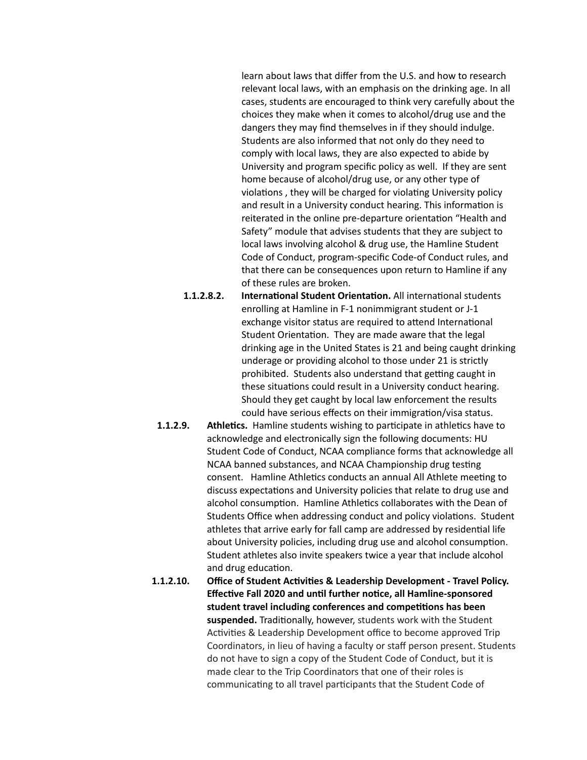learn about laws that differ from the U.S. and how to research relevant local laws, with an emphasis on the drinking age. In all cases, students are encouraged to think very carefully about the choices they make when it comes to alcohol/drug use and the dangers they may find themselves in if they should indulge. Students are also informed that not only do they need to comply with local laws, they are also expected to abide by University and program specific policy as well. If they are sent home because of alcohol/drug use, or any other type of violations , they will be charged for violating University policy and result in a University conduct hearing. This information is reiterated in the online pre-departure orientation "Health and Safety" module that advises students that they are subject to local laws involving alcohol & drug use, the Hamline Student Code of Conduct, program-specific Code-of Conduct rules, and that there can be consequences upon return to Hamline if any of these rules are broken.

**1.1.2.8.2. International Student Orientation.** All international students enrolling at Hamline in F-1 nonimmigrant student or J-1 exchange visitor status are required to attend International Student Orientation. They are made aware that the legal drinking age in the United States is 21 and being caught drinking underage or providing alcohol to those under 21 is strictly prohibited. Students also understand that getting caught in these situations could result in a University conduct hearing. Should they get caught by local law enforcement the results could have serious effects on their immigration/visa status.

**1.1.2.9. Athletics.** Hamline students wishing to participate in athletics have to acknowledge and electronically sign the following documents: HU Student Code of Conduct, NCAA compliance forms that acknowledge all NCAA banned substances, and NCAA Championship drug testing consent. Hamline Athletics conducts an annual All Athlete meeting to discuss expectations and University policies that relate to drug use and alcohol consumption. Hamline Athletics collaborates with the Dean of Students Office when addressing conduct and policy violations. Student athletes that arrive early for fall camp are addressed by residential life about University policies, including drug use and alcohol consumption. Student athletes also invite speakers twice a year that include alcohol and drug education.

**1.1.2.10. Office of Student Activities & Leadership Development - Travel Policy. Effective Fall 2020 and until further notice, all Hamline-sponsored student travel including conferences and competitions has been suspended.** Traditionally, however, students work with the Student Activities & Leadership Development office to become approved Trip Coordinators, in lieu of having a faculty or staff person present. Students do not have to sign a copy of the Student Code of Conduct, but it is made clear to the Trip Coordinators that one of their roles is communicating to all travel participants that the Student Code of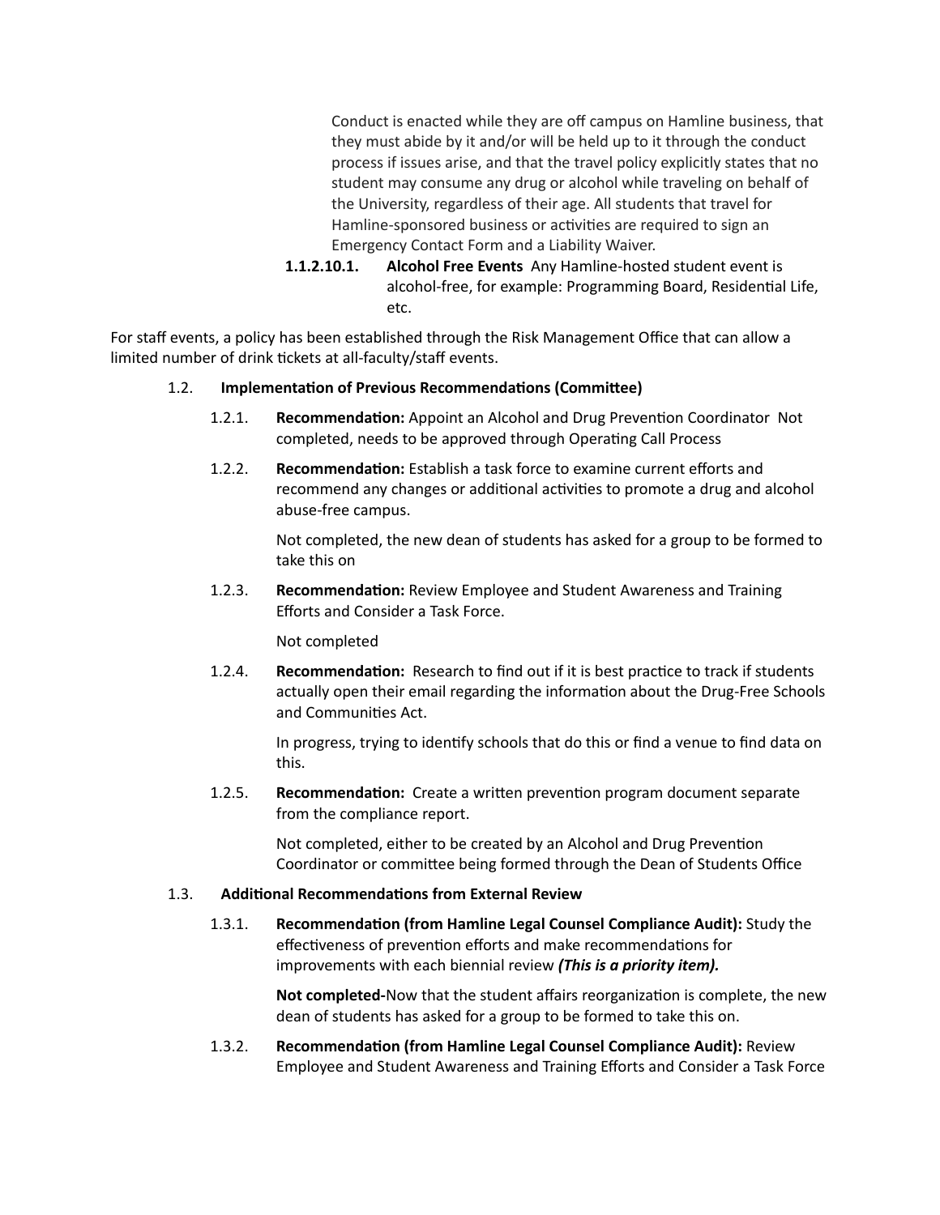Conduct is enacted while they are off campus on Hamline business, that they must abide by it and/or will be held up to it through the conduct process if issues arise, and that the travel policy explicitly states that no student may consume any drug or alcohol while traveling on behalf of the University, regardless of their age. All students that travel for Hamline-sponsored business or activities are required to sign an Emergency Contact Form and a Liability Waiver.

**1.1.2.10.1. Alcohol Free Events** Any Hamline-hosted student event is alcohol-free, for example: Programming Board, Residential Life, etc.

For staff events, a policy has been established through the Risk Management Office that can allow a limited number of drink tickets at all-faculty/staff events.

### 1.2. Implementation of Previous Recommendations (Committee)

1.2.1. **Recommendation:** Appoint an Alcohol and Drug Prevention Coordinator Not completed, needs to be approved through Operating Call Process

1.2.2. **Recommendation:** Establish a task force to examine current efforts and recommend any changes or additional activities to promote a drug and alcohol abuse-free campus.

Not completed, the new dean of students has asked for a group to be formed to take this on

1.2.3. **Recommendation:** Review Employee and Student Awareness and Training Efforts and Consider a Task Force.

Not completed

1.2.4. **Recommendation:** Research to find out if it is best practice to track if students actually open their email regarding the information about the Drug-Free Schools and Communities Act.

In progress, trying to identify schools that do this or find a venue to find data on this.

1.2.5. **Recommendation:** Create a written prevention program document separate from the compliance report.

Not completed, either to be created by an Alcohol and Drug Prevention Coordinator or committee being formed through the Dean of Students Office

### 1.3. Additional Recommendations from External Review

1.3.1. **Recommendation (from Hamline Legal Counsel Compliance Audit):** Study the effectiveness of prevention efforts and make recommendations for improvements with each biennial review ***(This is a priority item).***

**Not completed-**Now that the student affairs reorganization is complete, the new dean of students has asked for a group to be formed to take this on.

1.3.2. **Recommendation (from Hamline Legal Counsel Compliance Audit):** Review Employee and Student Awareness and Training Efforts and Consider a Task Force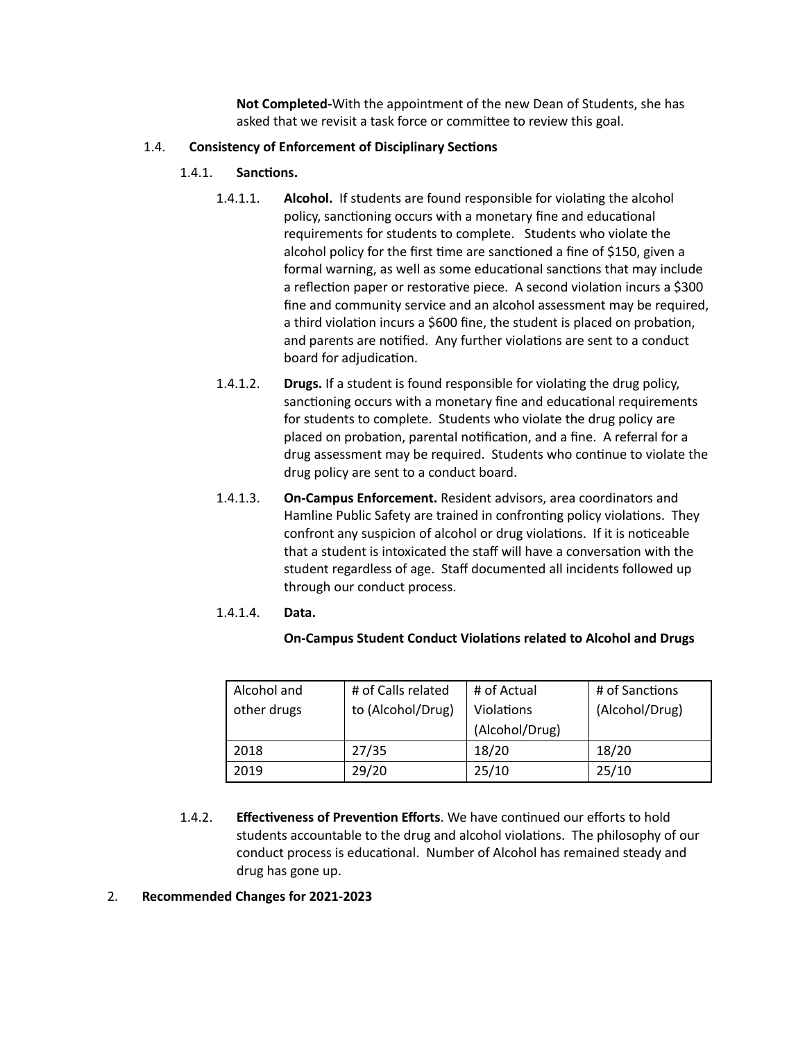**Not Completed-**With the appointment of the new Dean of Students, she has asked that we revisit a task force or committee to review this goal.

1.4. **Consistency of Enforcement of Disciplinary Sections**

1.4.1. **Sanctions.**

1.4.1.1. **Alcohol.** If students are found responsible for violating the alcohol policy, sanctioning occurs with a monetary fine and educational requirements for students to complete. Students who violate the alcohol policy for the first time are sanctioned a fine of $150, given a formal warning, as well as some educational sanctions that may include a reflection paper or restorative piece. A second violation incurs a $300 fine and community service and an alcohol assessment may be required, a third violation incurs a $600 fine, the student is placed on probation, and parents are notified. Any further violations are sent to a conduct board for adjudication.

1.4.1.2. **Drugs.** If a student is found responsible for violating the drug policy, sanctioning occurs with a monetary fine and educational requirements for students to complete. Students who violate the drug policy are placed on probation, parental notification, and a fine. A referral for a drug assessment may be required. Students who continue to violate the drug policy are sent to a conduct board.

1.4.1.3. **On-Campus Enforcement.** Resident advisors, area coordinators and Hamline Public Safety are trained in confronting policy violations. They confront any suspicion of alcohol or drug violations. If it is noticeable that a student is intoxicated the staff will have a conversation with the student regardless of age. Staff documented all incidents followed up through our conduct process.

1.4.1.4. **Data.**

**On-Campus Student Conduct Violations related to Alcohol and Drugs**

| Alcohol and other drugs | # of Calls related to (Alcohol/Drug) | # of Actual Violations (Alcohol/Drug) | # of Sanctions (Alcohol/Drug) |
|---|---|---|---|
| 2018 | 27/35 | 18/20 | 18/20 |
| 2019 | 29/20 | 25/10 | 25/10 |

1.4.2. **Effectiveness of Prevention Efforts**. We have continued our efforts to hold students accountable to the drug and alcohol violations. The philosophy of our conduct process is educational. Number of Alcohol has remained steady and drug has gone up.

2. **Recommended Changes for 2021-2023**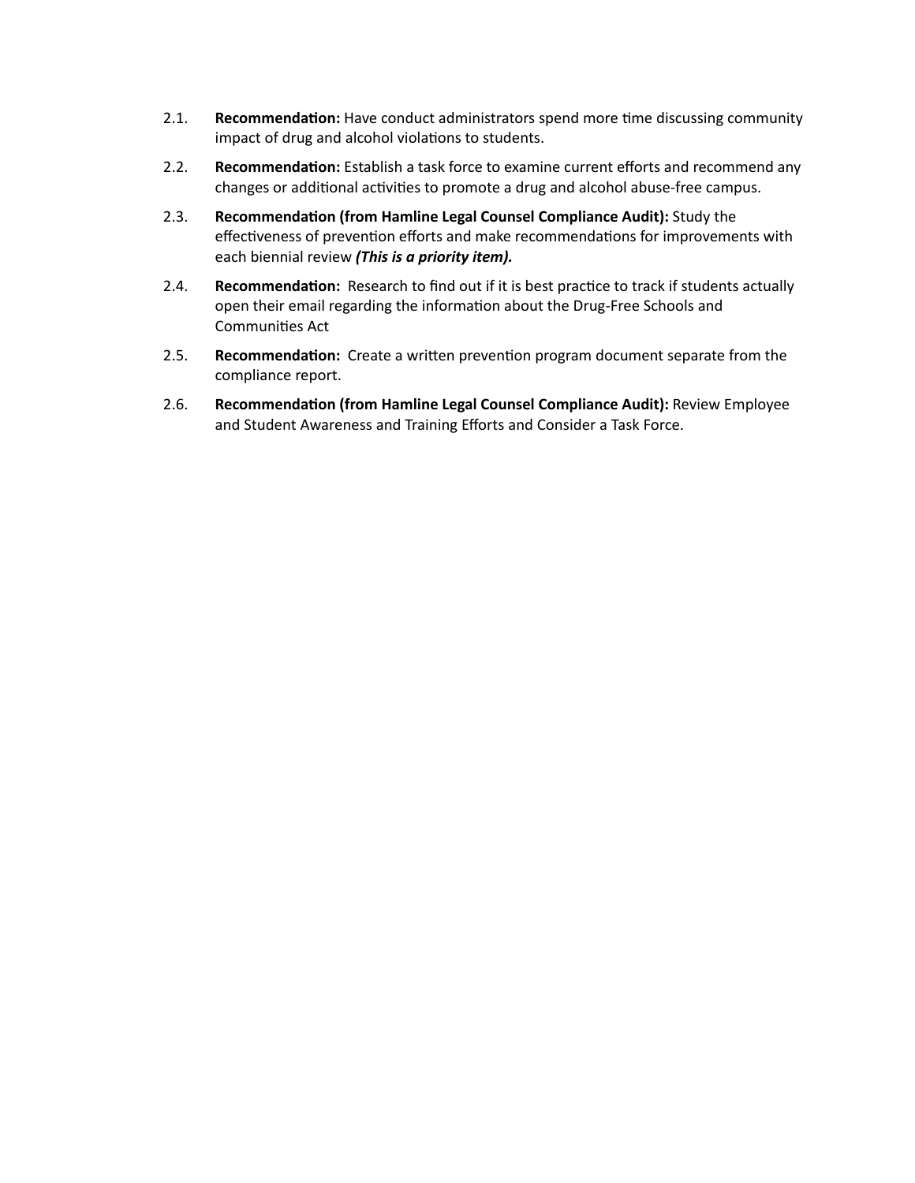2.1. **Recommendation:** Have conduct administrators spend more time discussing community impact of drug and alcohol violations to students.

2.2. **Recommendation:** Establish a task force to examine current efforts and recommend any changes or additional activities to promote a drug and alcohol abuse-free campus.

2.3. **Recommendation (from Hamline Legal Counsel Compliance Audit):** Study the effectiveness of prevention efforts and make recommendations for improvements with each biennial review ***(This is a priority item).***

2.4. **Recommendation:** Research to find out if it is best practice to track if students actually open their email regarding the information about the Drug-Free Schools and Communities Act

2.5. **Recommendation:** Create a written prevention program document separate from the compliance report.

2.6. **Recommendation (from Hamline Legal Counsel Compliance Audit):** Review Employee and Student Awareness and Training Efforts and Consider a Task Force.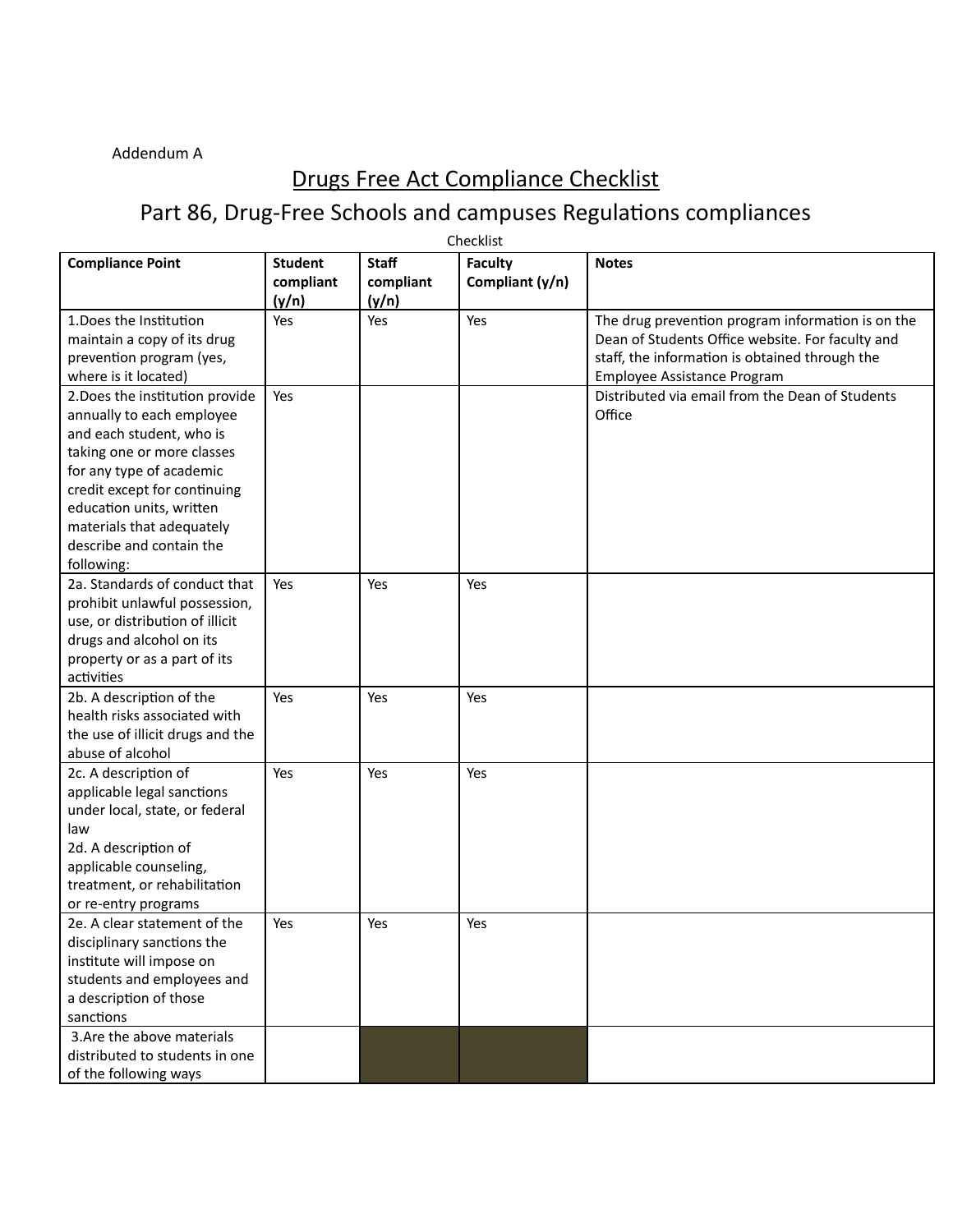Addendum A

# Drugs Free Act Compliance Checklist

## Part 86, Drug-Free Schools and campuses Regulations compliances

Checklist

| **Compliance Point** | **Student compliant (y/n)** | **Staff compliant (y/n)** | **Faculty Compliant (y/n)** | **Notes** |
|---|---|---|---|---|
| 1.Does the Institution maintain a copy of its drug prevention program (yes, where is it located) | Yes | Yes | Yes | The drug prevention program information is on the Dean of Students Office website. For faculty and staff, the information is obtained through the Employee Assistance Program |
| 2.Does the institution provide annually to each employee and each student, who is taking one or more classes for any type of academic credit except for continuing education units, written materials that adequately describe and contain the following: | Yes | | | Distributed via email from the Dean of Students Office |
| 2a. Standards of conduct that prohibit unlawful possession, use, or distribution of illicit drugs and alcohol on its property or as a part of its activities | Yes | Yes | Yes | |
| 2b. A description of the health risks associated with the use of illicit drugs and the abuse of alcohol | Yes | Yes | Yes | |
| 2c. A description of applicable legal sanctions under local, state, or federal law<br>2d. A description of applicable counseling, treatment, or rehabilitation or re-entry programs | Yes | Yes | Yes | |
| 2e. A clear statement of the disciplinary sanctions the institute will impose on students and employees and a description of those sanctions | Yes | Yes | Yes | |
| 3.Are the above materials distributed to students in one of the following ways | | | | |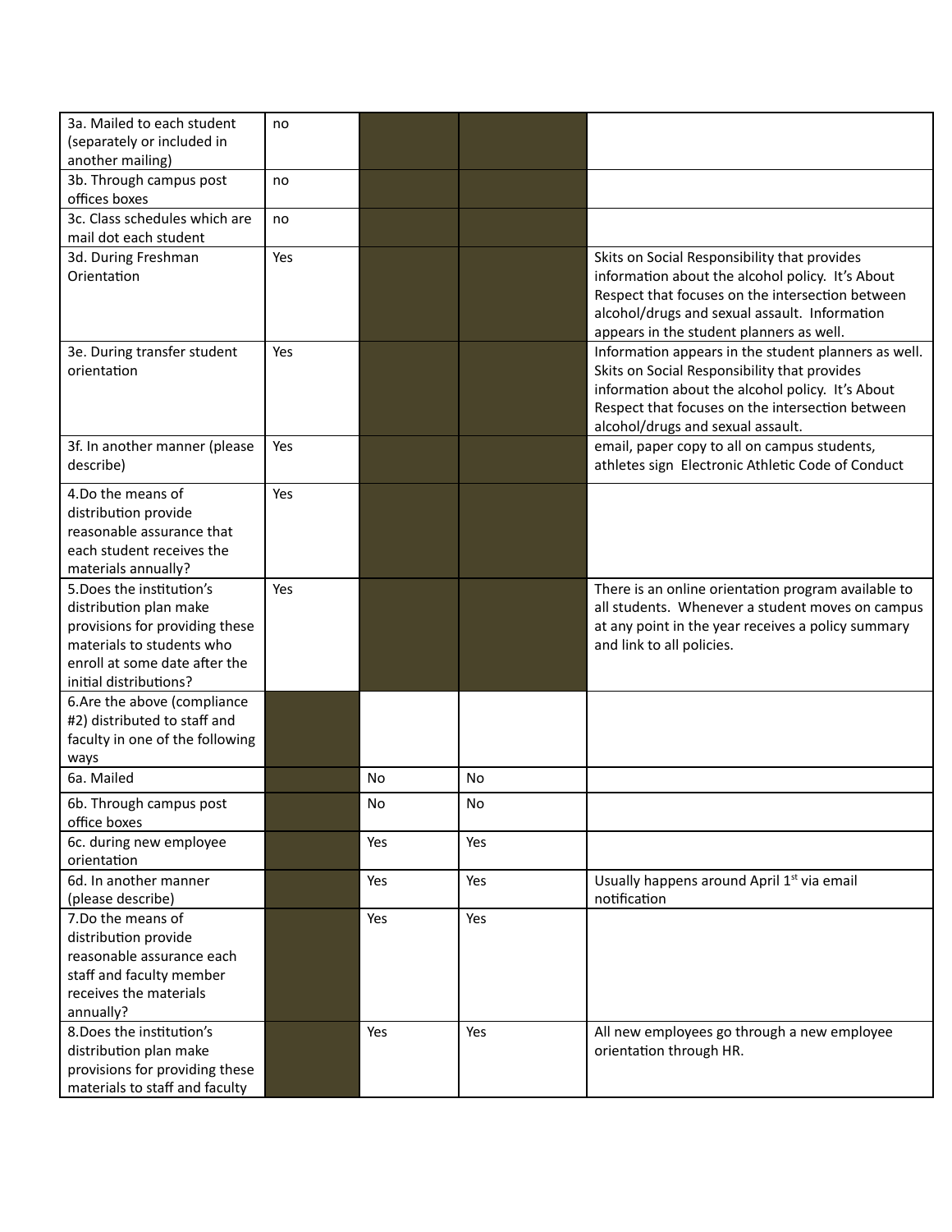| | | | | |
|---|---|---|---|---|
| 3a. Mailed to each student (separately or included in another mailing) | no | | | |
| 3b. Through campus post offices boxes | no | | | |
| 3c. Class schedules which are mail dot each student | no | | | |
| 3d. During Freshman Orientation | Yes | | | Skits on Social Responsibility that provides information about the alcohol policy. It's About Respect that focuses on the intersection between alcohol/drugs and sexual assault. Information appears in the student planners as well. |
| 3e. During transfer student orientation | Yes | | | Information appears in the student planners as well. Skits on Social Responsibility that provides information about the alcohol policy. It's About Respect that focuses on the intersection between alcohol/drugs and sexual assault. |
| 3f. In another manner (please describe) | Yes | | | email, paper copy to all on campus students, athletes sign Electronic Athletic Code of Conduct |
| 4.Do the means of distribution provide reasonable assurance that each student receives the materials annually? | Yes | | | |
| 5.Does the institution's distribution plan make provisions for providing these materials to students who enroll at some date after the initial distributions? | Yes | | | There is an online orientation program available to all students. Whenever a student moves on campus at any point in the year receives a policy summary and link to all policies. |
| 6.Are the above (compliance #2) distributed to staff and faculty in one of the following ways | | | | |
| 6a. Mailed | | No | No | |
| 6b. Through campus post office boxes | | No | No | |
| 6c. during new employee orientation | | Yes | Yes | |
| 6d. In another manner (please describe) | | Yes | Yes | Usually happens around April 1st via email notification |
| 7.Do the means of distribution provide reasonable assurance each staff and faculty member receives the materials annually? | | Yes | Yes | |
| 8.Does the institution's distribution plan make provisions for providing these materials to staff and faculty | | Yes | Yes | All new employees go through a new employee orientation through HR. |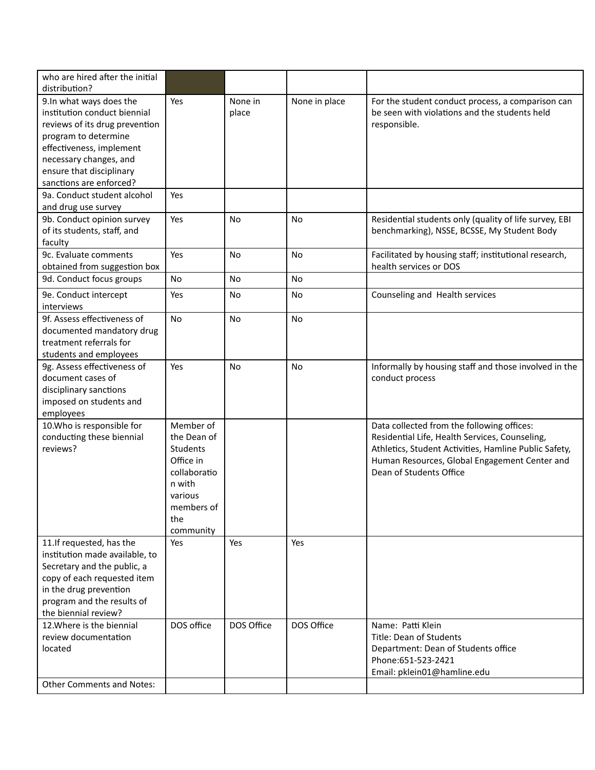| | | | | |
|---|---|---|---|---|
| who are hired after the initial distribution? | | | | |
| 9.In what ways does the institution conduct biennial reviews of its drug prevention program to determine effectiveness, implement necessary changes, and ensure that disciplinary sanctions are enforced? | Yes | None in place | None in place | For the student conduct process, a comparison can be seen with violations and the students held responsible. |
| 9a. Conduct student alcohol and drug use survey | Yes | | | |
| 9b. Conduct opinion survey of its students, staff, and faculty | Yes | No | No | Residential students only (quality of life survey, EBI benchmarking), NSSE, BCSSE, My Student Body |
| 9c. Evaluate comments obtained from suggestion box | Yes | No | No | Facilitated by housing staff; institutional research, health services or DOS |
| 9d. Conduct focus groups | No | No | No | |
| 9e. Conduct intercept interviews | Yes | No | No | Counseling and Health services |
| 9f. Assess effectiveness of documented mandatory drug treatment referrals for students and employees | No | No | No | |
| 9g. Assess effectiveness of document cases of disciplinary sanctions imposed on students and employees | Yes | No | No | Informally by housing staff and those involved in the conduct process |
| 10.Who is responsible for conducting these biennial reviews? | Member of the Dean of Students Office in collaboration with various members of the community | | | Data collected from the following offices: Residential Life, Health Services, Counseling, Athletics, Student Activities, Hamline Public Safety, Human Resources, Global Engagement Center and Dean of Students Office |
| 11.If requested, has the institution made available, to Secretary and the public, a copy of each requested item in the drug prevention program and the results of the biennial review? | Yes | Yes | Yes | |
| 12.Where is the biennial review documentation located | DOS office | DOS Office | DOS Office | Name: Patti Klein<br>Title: Dean of Students<br>Department: Dean of Students office<br>Phone:651-523-2421<br>Email: pklein01@hamline.edu |
| Other Comments and Notes: | | | | |